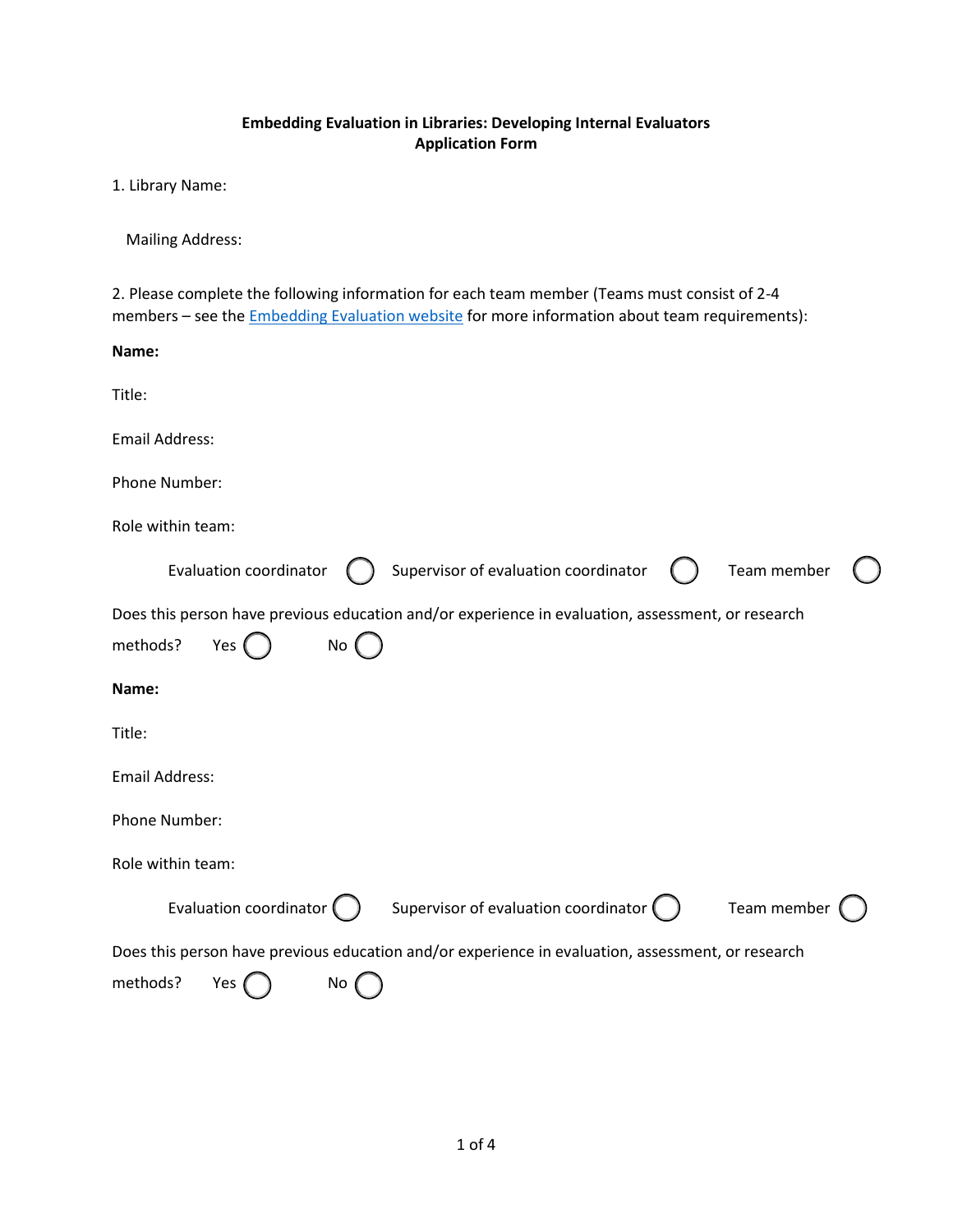**Embedding Evaluation in Libraries: Developing Internal Evaluators**
**Application Form**

1. Library Name:

   Mailing Address:

2. Please complete the following information for each team member (Teams must consist of 2-4 members – see the [Embedding Evaluation website]() for more information about team requirements):

**Name:**

Title:

Email Address:

Phone Number:

Role within team:

Evaluation coordinator ◯ Supervisor of evaluation coordinator ◯ Team member ◯

Does this person have previous education and/or experience in evaluation, assessment, or research methods? Yes ◯ No ◯

**Name:**

Title:

Email Address:

Phone Number:

Role within team:

Evaluation coordinator ◯ Supervisor of evaluation coordinator ◯ Team member ◯

Does this person have previous education and/or experience in evaluation, assessment, or research methods? Yes ◯ No ◯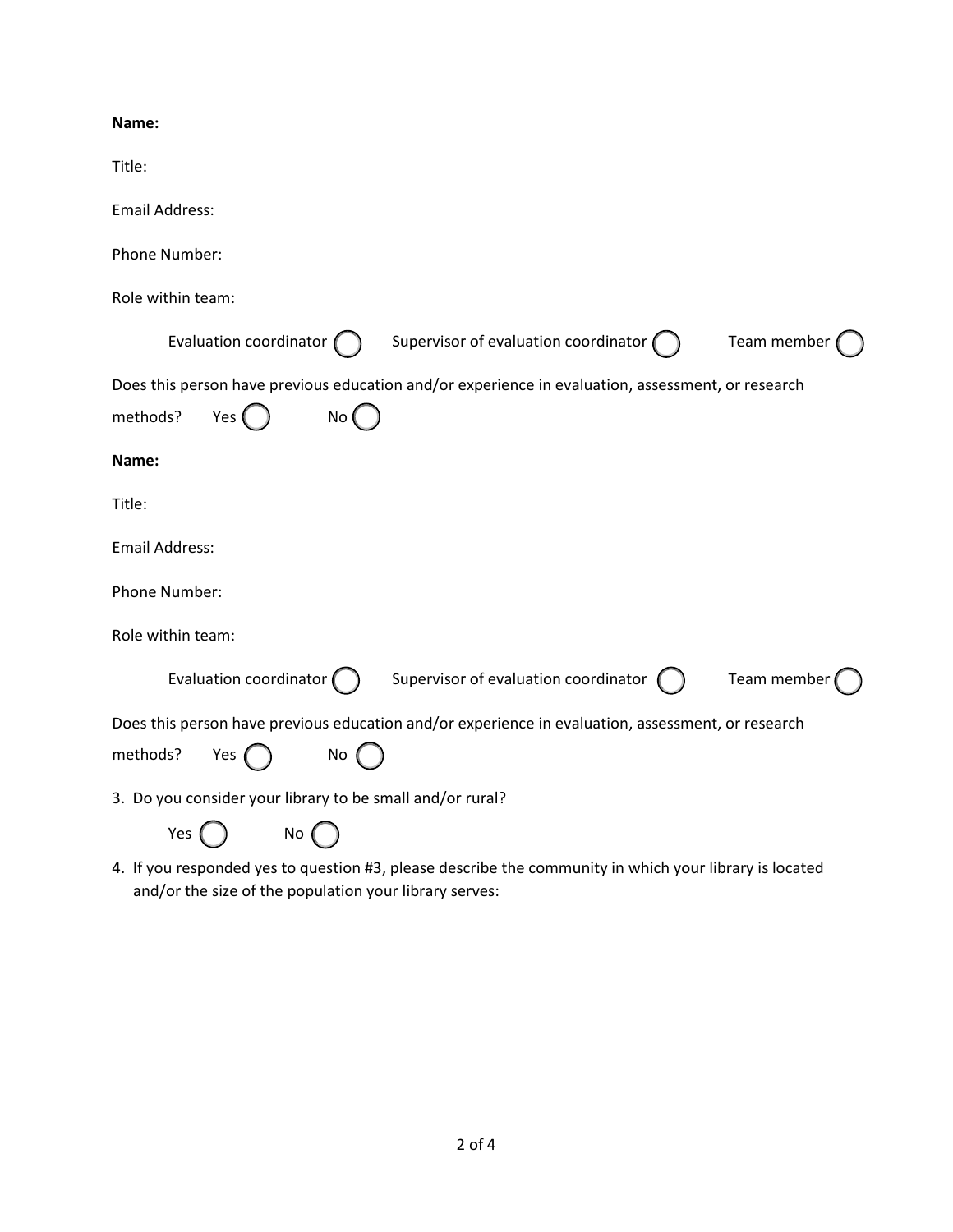**Name:**

Title:

Email Address:

Phone Number:

Role within team:

Evaluation coordinator ◯ Supervisor of evaluation coordinator ◯ Team member ◯

Does this person have previous education and/or experience in evaluation, assessment, or research methods? Yes ◯ No ◯

**Name:**

Title:

Email Address:

Phone Number:

Role within team:

Evaluation coordinator ◯ Supervisor of evaluation coordinator ◯ Team member ◯

Does this person have previous education and/or experience in evaluation, assessment, or research methods? Yes ◯ No ◯

3. Do you consider your library to be small and/or rural?

   Yes ◯ No ◯

4. If you responded yes to question #3, please describe the community in which your library is located and/or the size of the population your library serves: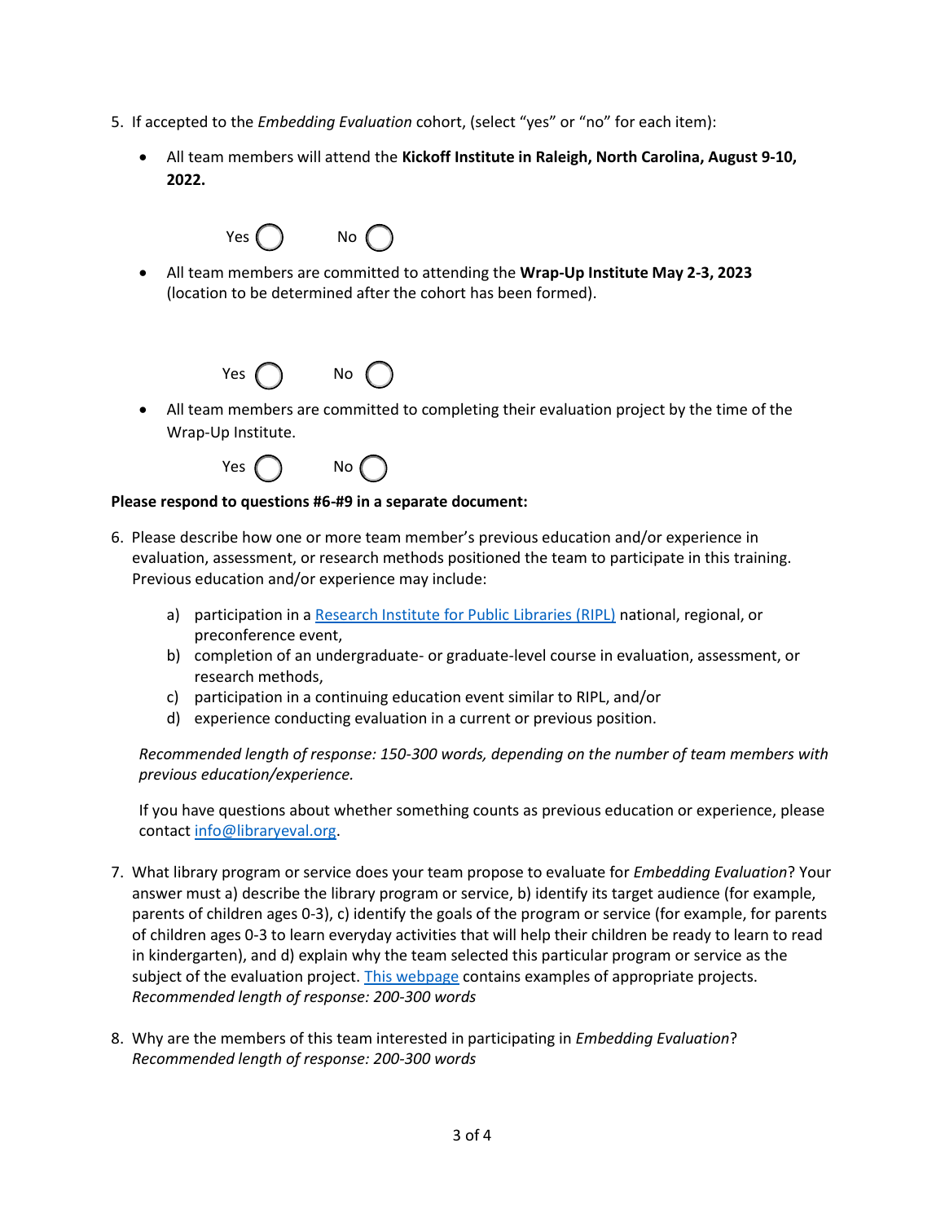5. If accepted to the *Embedding Evaluation* cohort, (select "yes" or "no" for each item):

   - All team members will attend the **Kickoff Institute in Raleigh, North Carolina, August 9-10, 2022.**

     Yes ◯ No ◯

   - All team members are committed to attending the **Wrap-Up Institute May 2-3, 2023** (location to be determined after the cohort has been formed).

     Yes ◯ No ◯

   - All team members are committed to completing their evaluation project by the time of the Wrap-Up Institute.

     Yes ◯ No ◯

**Please respond to questions #6-#9 in a separate document:**

6. Please describe how one or more team member's previous education and/or experience in evaluation, assessment, or research methods positioned the team to participate in this training. Previous education and/or experience may include:

   a) participation in a [Research Institute for Public Libraries (RIPL)] national, regional, or preconference event,
   b) completion of an undergraduate- or graduate-level course in evaluation, assessment, or research methods,
   c) participation in a continuing education event similar to RIPL, and/or
   d) experience conducting evaluation in a current or previous position.

   *Recommended length of response: 150-300 words, depending on the number of team members with previous education/experience.*

   If you have questions about whether something counts as previous education or experience, please contact info@libraryeval.org.

7. What library program or service does your team propose to evaluate for *Embedding Evaluation*? Your answer must a) describe the library program or service, b) identify its target audience (for example, parents of children ages 0-3), c) identify the goals of the program or service (for example, for parents of children ages 0-3 to learn everyday activities that will help their children be ready to learn to read in kindergarten), and d) explain why the team selected this particular program or service as the subject of the evaluation project. [This webpage] contains examples of appropriate projects.
   *Recommended length of response: 200-300 words*

8. Why are the members of this team interested in participating in *Embedding Evaluation*?
   *Recommended length of response: 200-300 words*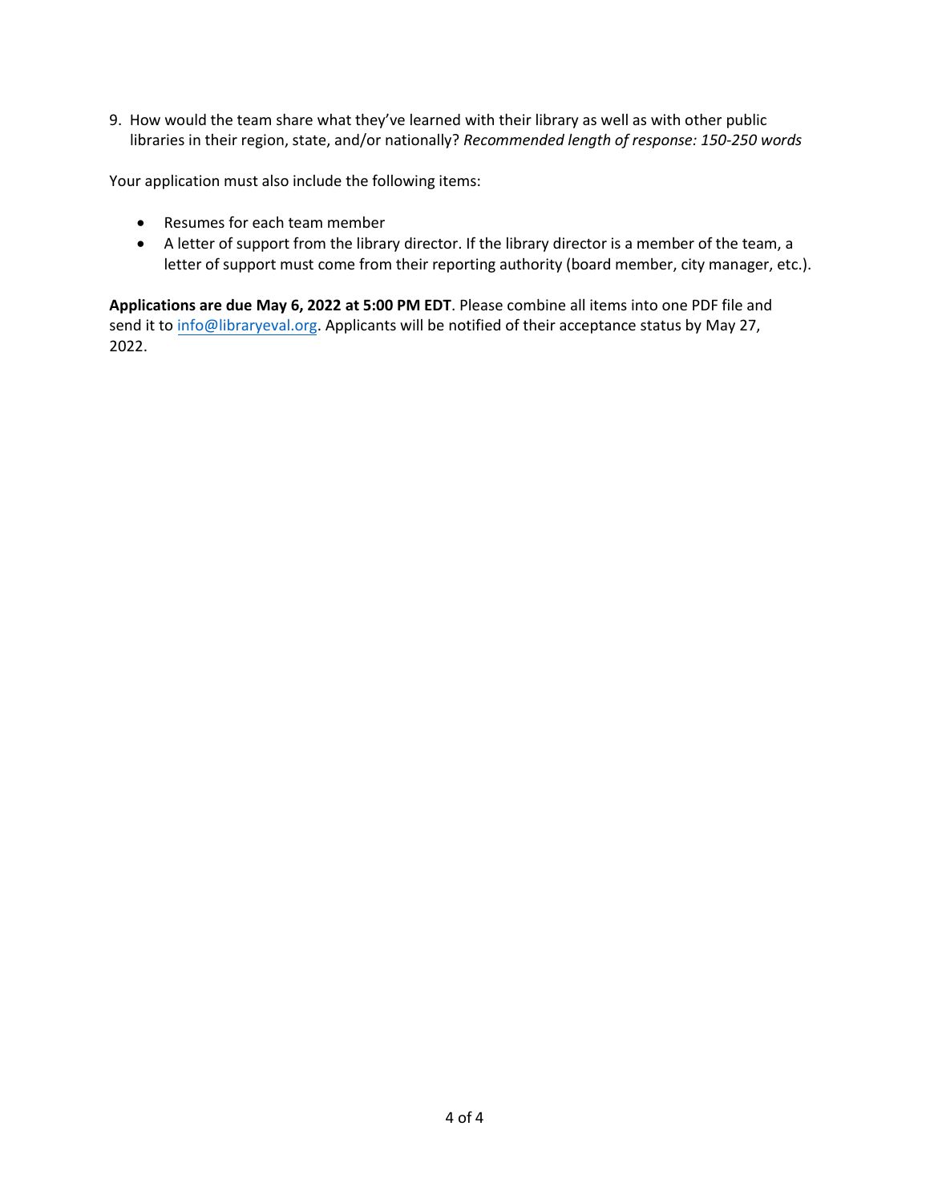9. How would the team share what they've learned with their library as well as with other public libraries in their region, state, and/or nationally? *Recommended length of response: 150-250 words*

Your application must also include the following items:

- Resumes for each team member
- A letter of support from the library director. If the library director is a member of the team, a letter of support must come from their reporting authority (board member, city manager, etc.).

**Applications are due May 6, 2022 at 5:00 PM EDT**. Please combine all items into one PDF file and send it to info@libraryeval.org. Applicants will be notified of their acceptance status by May 27, 2022.